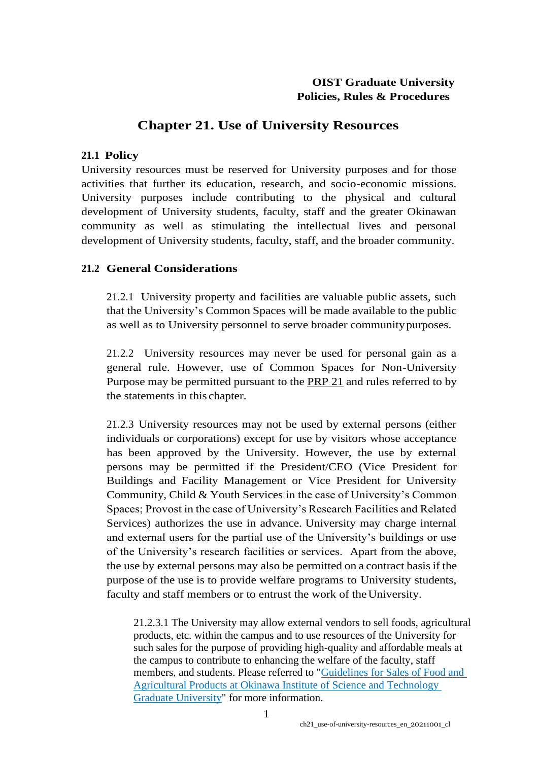**OIST Graduate University**
**Policies, Rules & Procedures**

# Chapter 21. Use of University Resources

## 21.1 Policy

University resources must be reserved for University purposes and for those activities that further its education, research, and socio-economic missions. University purposes include contributing to the physical and cultural development of University students, faculty, staff and the greater Okinawan community as well as stimulating the intellectual lives and personal development of University students, faculty, staff, and the broader community.

## 21.2 General Considerations

21.2.1 University property and facilities are valuable public assets, such that the University's Common Spaces will be made available to the public as well as to University personnel to serve broader community purposes.

21.2.2 University resources may never be used for personal gain as a general rule. However, use of Common Spaces for Non-University Purpose may be permitted pursuant to the PRP 21 and rules referred to by the statements in this chapter.

21.2.3 University resources may not be used by external persons (either individuals or corporations) except for use by visitors whose acceptance has been approved by the University. However, the use by external persons may be permitted if the President/CEO (Vice President for Buildings and Facility Management or Vice President for University Community, Child & Youth Services in the case of University's Common Spaces; Provost in the case of University's Research Facilities and Related Services) authorizes the use in advance. University may charge internal and external users for the partial use of the University's buildings or use of the University's research facilities or services. Apart from the above, the use by external persons may also be permitted on a contract basis if the purpose of the use is to provide welfare programs to University students, faculty and staff members or to entrust the work of the University.

21.2.3.1 The University may allow external vendors to sell foods, agricultural products, etc. within the campus and to use resources of the University for such sales for the purpose of providing high-quality and affordable meals at the campus to contribute to enhancing the welfare of the faculty, staff members, and students. Please referred to "Guidelines for Sales of Food and Agricultural Products at Okinawa Institute of Science and Technology Graduate University" for more information.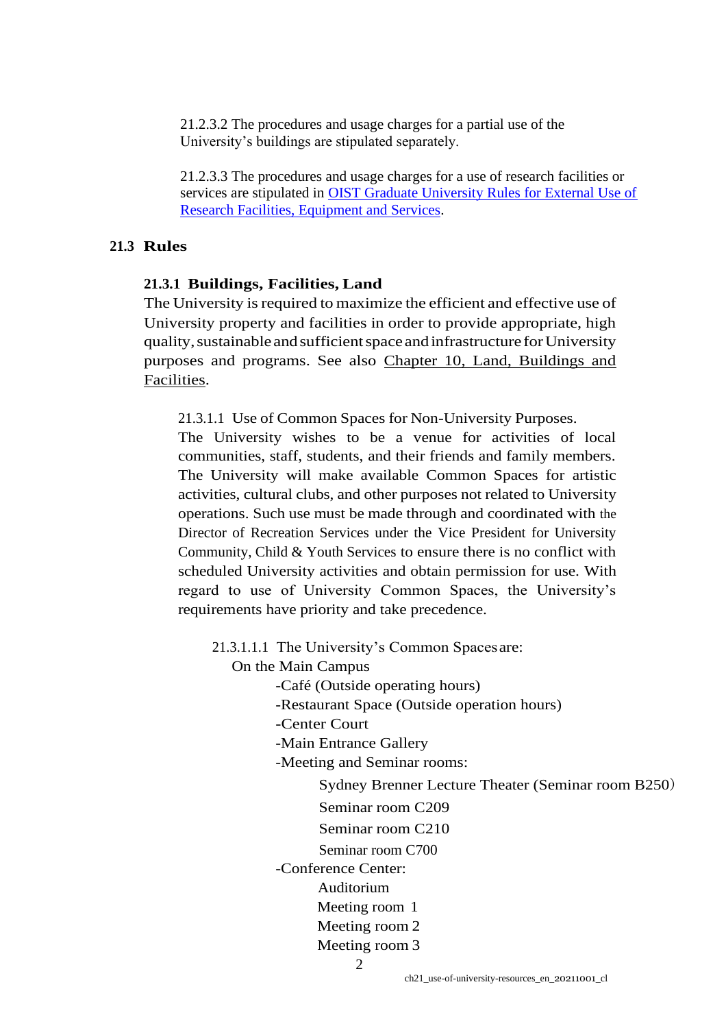21.2.3.2 The procedures and usage charges for a partial use of the University's buildings are stipulated separately.

21.2.3.3 The procedures and usage charges for a use of research facilities or services are stipulated in [OIST Graduate University Rules for External Use of Research Facilities, Equipment and Services](#).

## 21.3 Rules

### 21.3.1 Buildings, Facilities, Land

The University is required to maximize the efficient and effective use of University property and facilities in order to provide appropriate, high quality, sustainable and sufficient space and infrastructure for University purposes and programs. See also Chapter 10, Land, Buildings and Facilities.

21.3.1.1 Use of Common Spaces for Non-University Purposes.
The University wishes to be a venue for activities of local communities, staff, students, and their friends and family members. The University will make available Common Spaces for artistic activities, cultural clubs, and other purposes not related to University operations. Such use must be made through and coordinated with the Director of Recreation Services under the Vice President for University Community, Child & Youth Services to ensure there is no conflict with scheduled University activities and obtain permission for use. With regard to use of University Common Spaces, the University's requirements have priority and take precedence.

21.3.1.1.1 The University's Common Spaces are:

On the Main Campus

- Café (Outside operating hours)
- Restaurant Space (Outside operation hours)
- Center Court
- Main Entrance Gallery
- Meeting and Seminar rooms:
  - Sydney Brenner Lecture Theater (Seminar room B250）
  - Seminar room C209
  - Seminar room C210
  - Seminar room C700
- Conference Center:
  - Auditorium
  - Meeting room 1
  - Meeting room 2
  - Meeting room 3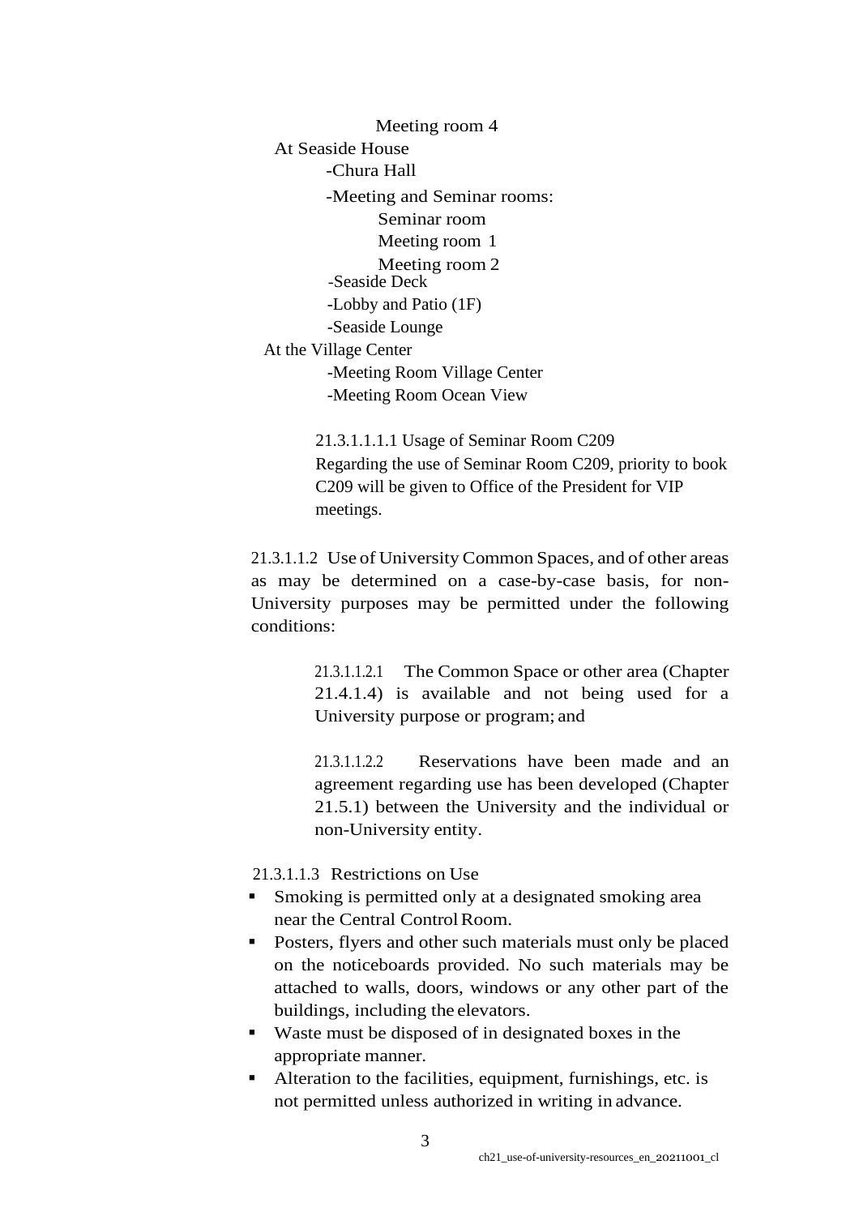Meeting room 4

At Seaside House

- Chura Hall
- Meeting and Seminar rooms:
  - Seminar room
  - Meeting room 1
  - Meeting room 2
- Seaside Deck
- Lobby and Patio (1F)
- Seaside Lounge

At the Village Center

- Meeting Room Village Center
- Meeting Room Ocean View

21.3.1.1.1.1 Usage of Seminar Room C209

Regarding the use of Seminar Room C209, priority to book C209 will be given to Office of the President for VIP meetings.

21.3.1.1.2 Use of University Common Spaces, and of other areas as may be determined on a case-by-case basis, for non-University purposes may be permitted under the following conditions:

21.3.1.1.2.1 The Common Space or other area (Chapter 21.4.1.4) is available and not being used for a University purpose or program; and

21.3.1.1.2.2 Reservations have been made and an agreement regarding use has been developed (Chapter 21.5.1) between the University and the individual or non-University entity.

21.3.1.1.3 Restrictions on Use

- Smoking is permitted only at a designated smoking area near the Central Control Room.
- Posters, flyers and other such materials must only be placed on the noticeboards provided. No such materials may be attached to walls, doors, windows or any other part of the buildings, including the elevators.
- Waste must be disposed of in designated boxes in the appropriate manner.
- Alteration to the facilities, equipment, furnishings, etc. is not permitted unless authorized in writing in advance.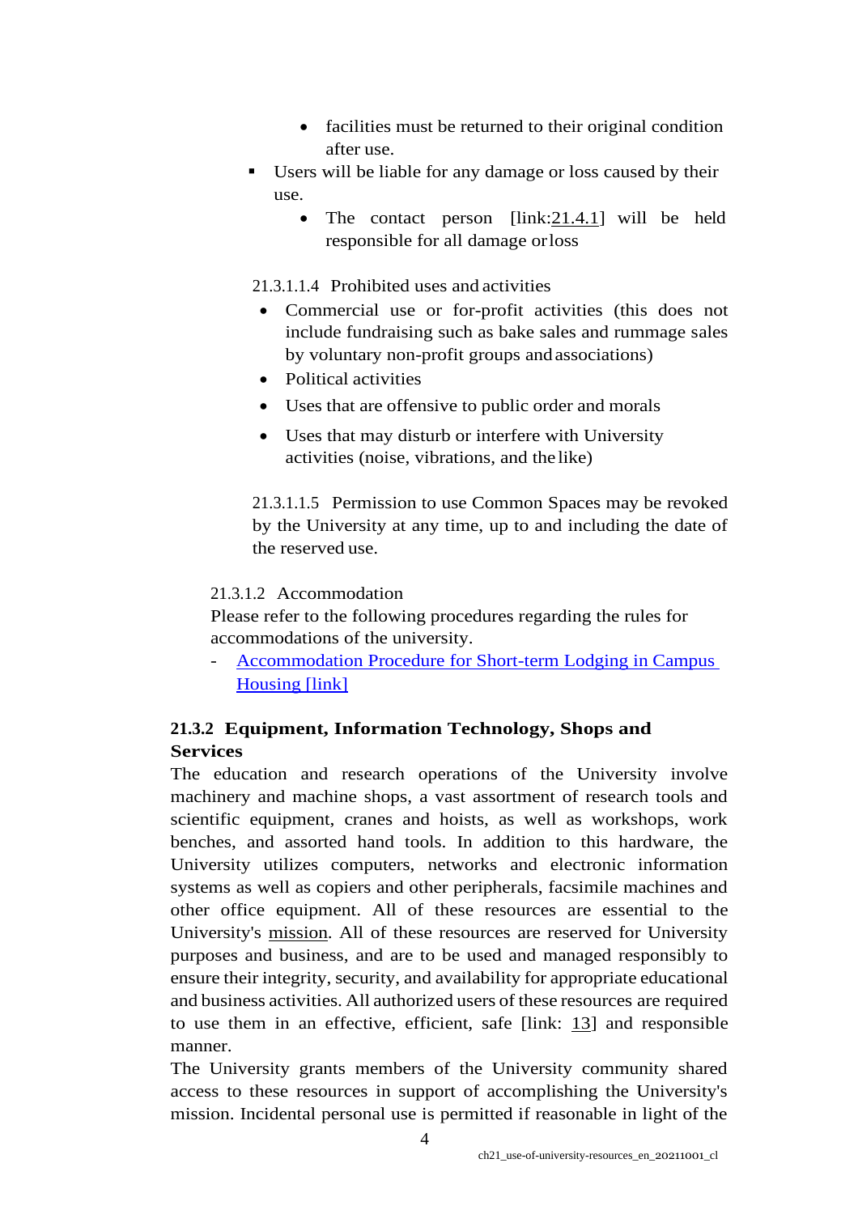- facilities must be returned to their original condition after use.

- Users will be liable for any damage or loss caused by their use.
  - The contact person [link:21.4.1] will be held responsible for all damage or loss

21.3.1.1.4 Prohibited uses and activities

- Commercial use or for-profit activities (this does not include fundraising such as bake sales and rummage sales by voluntary non-profit groups and associations)
- Political activities
- Uses that are offensive to public order and morals
- Uses that may disturb or interfere with University activities (noise, vibrations, and the like)

21.3.1.1.5 Permission to use Common Spaces may be revoked by the University at any time, up to and including the date of the reserved use.

21.3.1.2 Accommodation

Please refer to the following procedures regarding the rules for accommodations of the university.

- Accommodation Procedure for Short-term Lodging in Campus Housing [link]

### 21.3.2 Equipment, Information Technology, Shops and Services

The education and research operations of the University involve machinery and machine shops, a vast assortment of research tools and scientific equipment, cranes and hoists, as well as workshops, work benches, and assorted hand tools. In addition to this hardware, the University utilizes computers, networks and electronic information systems as well as copiers and other peripherals, facsimile machines and other office equipment. All of these resources are essential to the University's mission. All of these resources are reserved for University purposes and business, and are to be used and managed responsibly to ensure their integrity, security, and availability for appropriate educational and business activities. All authorized users of these resources are required to use them in an effective, efficient, safe [link: 13] and responsible manner.

The University grants members of the University community shared access to these resources in support of accomplishing the University's mission. Incidental personal use is permitted if reasonable in light of the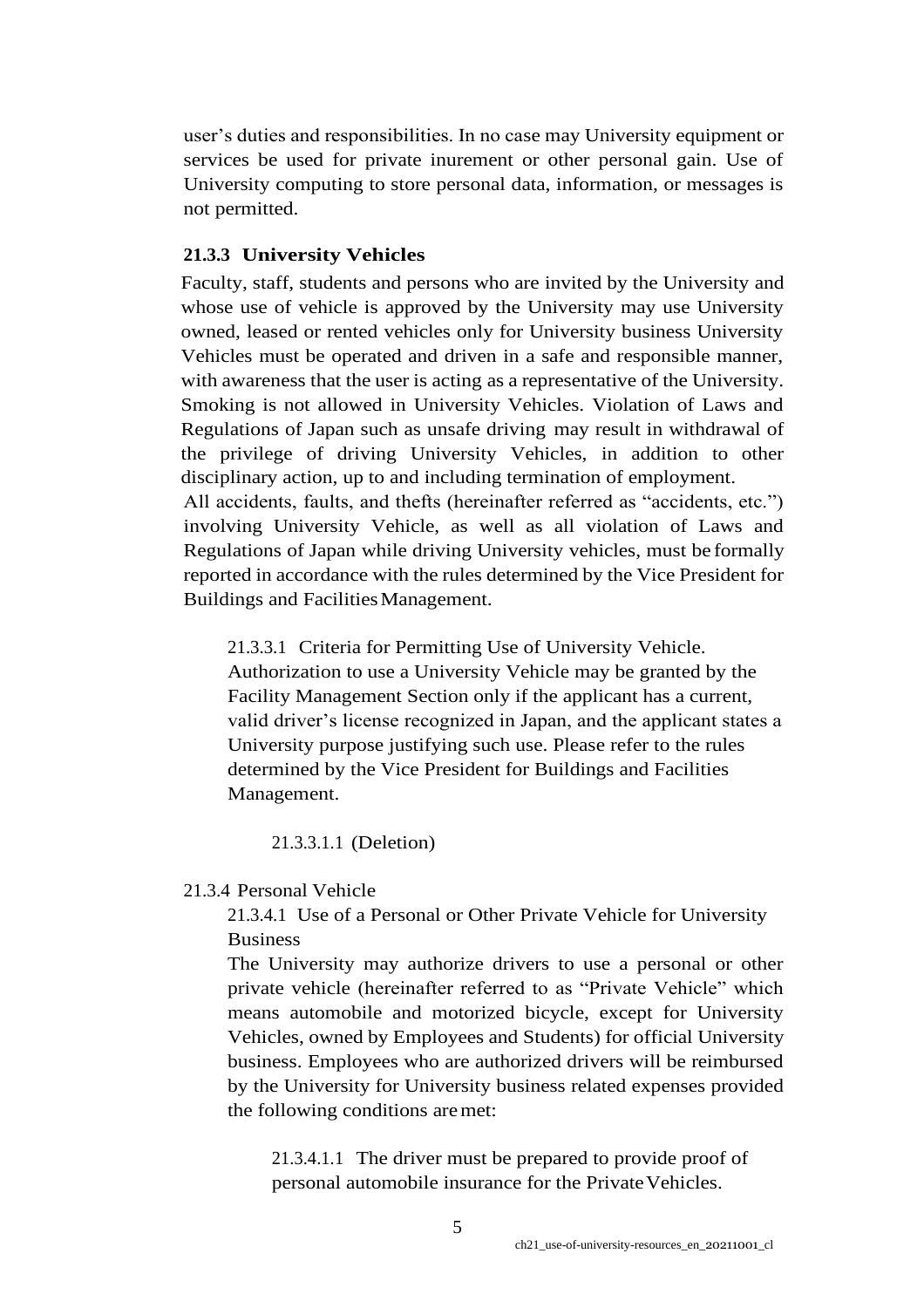user's duties and responsibilities. In no case may University equipment or services be used for private inurement or other personal gain. Use of University computing to store personal data, information, or messages is not permitted.

### 21.3.3 University Vehicles

Faculty, staff, students and persons who are invited by the University and whose use of vehicle is approved by the University may use University owned, leased or rented vehicles only for University business University Vehicles must be operated and driven in a safe and responsible manner, with awareness that the user is acting as a representative of the University. Smoking is not allowed in University Vehicles. Violation of Laws and Regulations of Japan such as unsafe driving may result in withdrawal of the privilege of driving University Vehicles, in addition to other disciplinary action, up to and including termination of employment.
All accidents, faults, and thefts (hereinafter referred as "accidents, etc.") involving University Vehicle, as well as all violation of Laws and Regulations of Japan while driving University vehicles, must be formally reported in accordance with the rules determined by the Vice President for Buildings and Facilities Management.

21.3.3.1 Criteria for Permitting Use of University Vehicle.
Authorization to use a University Vehicle may be granted by the Facility Management Section only if the applicant has a current, valid driver's license recognized in Japan, and the applicant states a University purpose justifying such use. Please refer to the rules determined by the Vice President for Buildings and Facilities Management.

21.3.3.1.1 (Deletion)

21.3.4 Personal Vehicle

21.3.4.1 Use of a Personal or Other Private Vehicle for University Business

The University may authorize drivers to use a personal or other private vehicle (hereinafter referred to as "Private Vehicle" which means automobile and motorized bicycle, except for University Vehicles, owned by Employees and Students) for official University business. Employees who are authorized drivers will be reimbursed by the University for University business related expenses provided the following conditions are met:

21.3.4.1.1 The driver must be prepared to provide proof of personal automobile insurance for the Private Vehicles.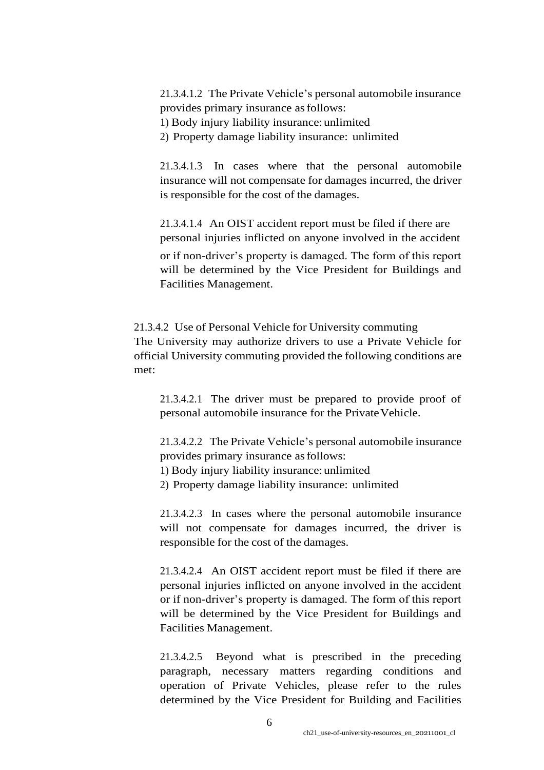21.3.4.1.2 The Private Vehicle's personal automobile insurance provides primary insurance as follows:

1) Body injury liability insurance: unlimited
2) Property damage liability insurance: unlimited

21.3.4.1.3 In cases where that the personal automobile insurance will not compensate for damages incurred, the driver is responsible for the cost of the damages.

21.3.4.1.4 An OIST accident report must be filed if there are personal injuries inflicted on anyone involved in the accident or if non-driver's property is damaged. The form of this report will be determined by the Vice President for Buildings and Facilities Management.

21.3.4.2 Use of Personal Vehicle for University commuting
The University may authorize drivers to use a Private Vehicle for official University commuting provided the following conditions are met:

21.3.4.2.1 The driver must be prepared to provide proof of personal automobile insurance for the Private Vehicle.

21.3.4.2.2 The Private Vehicle's personal automobile insurance provides primary insurance as follows:

1) Body injury liability insurance: unlimited
2) Property damage liability insurance: unlimited

21.3.4.2.3 In cases where the personal automobile insurance will not compensate for damages incurred, the driver is responsible for the cost of the damages.

21.3.4.2.4 An OIST accident report must be filed if there are personal injuries inflicted on anyone involved in the accident or if non-driver's property is damaged. The form of this report will be determined by the Vice President for Buildings and Facilities Management.

21.3.4.2.5 Beyond what is prescribed in the preceding paragraph, necessary matters regarding conditions and operation of Private Vehicles, please refer to the rules determined by the Vice President for Building and Facilities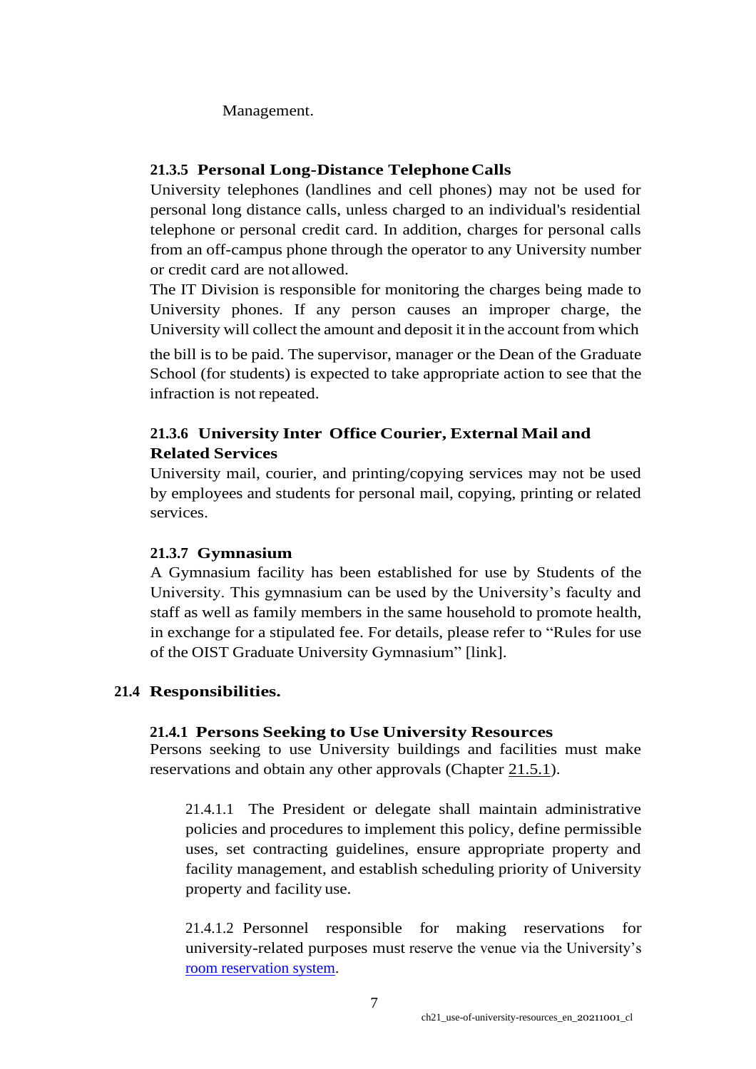Management.

#### 21.3.5 Personal Long-Distance Telephone Calls

University telephones (landlines and cell phones) may not be used for personal long distance calls, unless charged to an individual's residential telephone or personal credit card. In addition, charges for personal calls from an off-campus phone through the operator to any University number or credit card are not allowed.

The IT Division is responsible for monitoring the charges being made to University phones. If any person causes an improper charge, the University will collect the amount and deposit it in the account from which the bill is to be paid. The supervisor, manager or the Dean of the Graduate School (for students) is expected to take appropriate action to see that the infraction is not repeated.

#### 21.3.6 University Inter Office Courier, External Mail and Related Services

University mail, courier, and printing/copying services may not be used by employees and students for personal mail, copying, printing or related services.

#### 21.3.7 Gymnasium

A Gymnasium facility has been established for use by Students of the University. This gymnasium can be used by the University's faculty and staff as well as family members in the same household to promote health, in exchange for a stipulated fee. For details, please refer to "Rules for use of the OIST Graduate University Gymnasium" [link].

### 21.4 Responsibilities.

#### 21.4.1 Persons Seeking to Use University Resources

Persons seeking to use University buildings and facilities must make reservations and obtain any other approvals (Chapter 21.5.1).

21.4.1.1 The President or delegate shall maintain administrative policies and procedures to implement this policy, define permissible uses, set contracting guidelines, ensure appropriate property and facility management, and establish scheduling priority of University property and facility use.

21.4.1.2 Personnel responsible for making reservations for university-related purposes must reserve the venue via the University's room reservation system.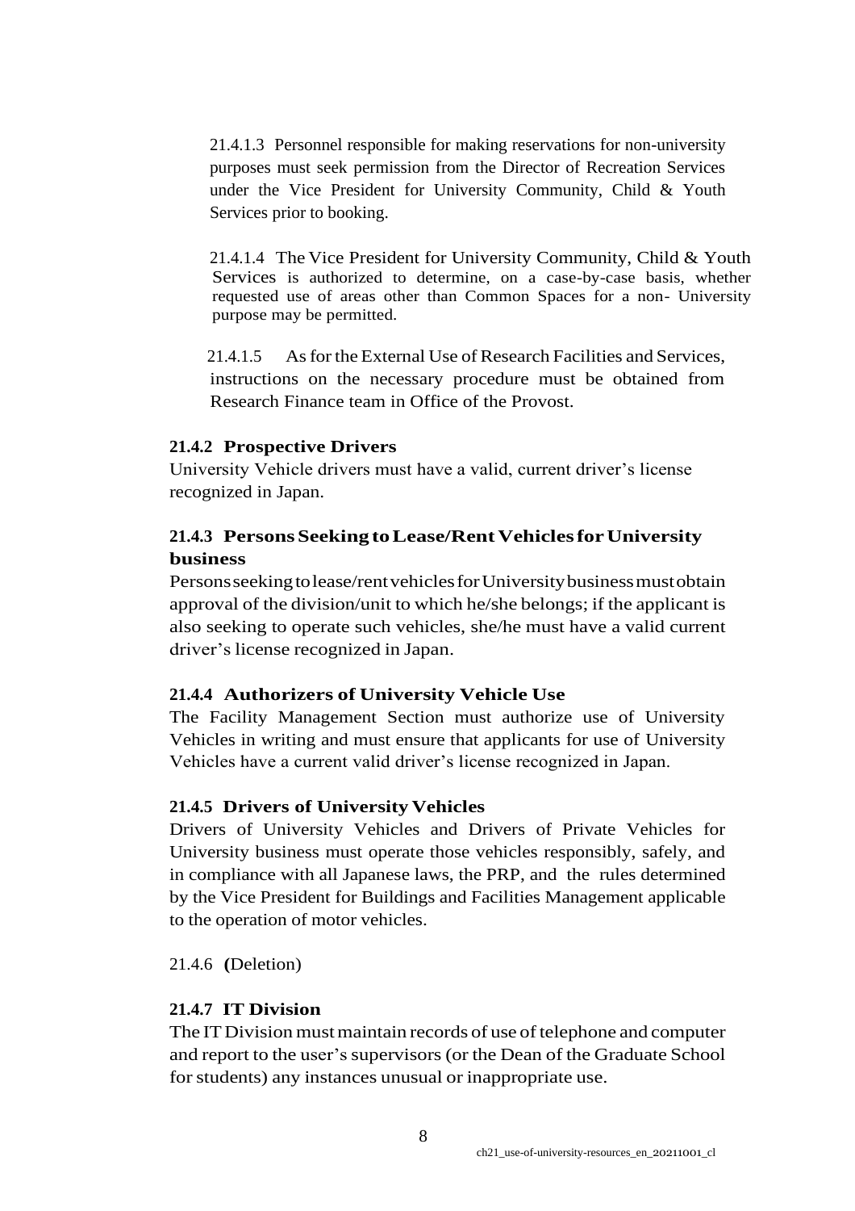21.4.1.3 Personnel responsible for making reservations for non-university purposes must seek permission from the Director of Recreation Services under the Vice President for University Community, Child & Youth Services prior to booking.

21.4.1.4 The Vice President for University Community, Child & Youth Services is authorized to determine, on a case-by-case basis, whether requested use of areas other than Common Spaces for a non- University purpose may be permitted.

21.4.1.5 As for the External Use of Research Facilities and Services, instructions on the necessary procedure must be obtained from Research Finance team in Office of the Provost.

### 21.4.2 Prospective Drivers

University Vehicle drivers must have a valid, current driver's license recognized in Japan.

### 21.4.3 Persons Seeking to Lease/Rent Vehicles for University business

Persons seeking to lease/rent vehicles for University business must obtain approval of the division/unit to which he/she belongs; if the applicant is also seeking to operate such vehicles, she/he must have a valid current driver's license recognized in Japan.

### 21.4.4 Authorizers of University Vehicle Use

The Facility Management Section must authorize use of University Vehicles in writing and must ensure that applicants for use of University Vehicles have a current valid driver's license recognized in Japan.

### 21.4.5 Drivers of University Vehicles

Drivers of University Vehicles and Drivers of Private Vehicles for University business must operate those vehicles responsibly, safely, and in compliance with all Japanese laws, the PRP, and the rules determined by the Vice President for Buildings and Facilities Management applicable to the operation of motor vehicles.

21.4.6 **(**Deletion)

### 21.4.7 IT Division

The IT Division must maintain records of use of telephone and computer and report to the user's supervisors (or the Dean of the Graduate School for students) any instances unusual or inappropriate use.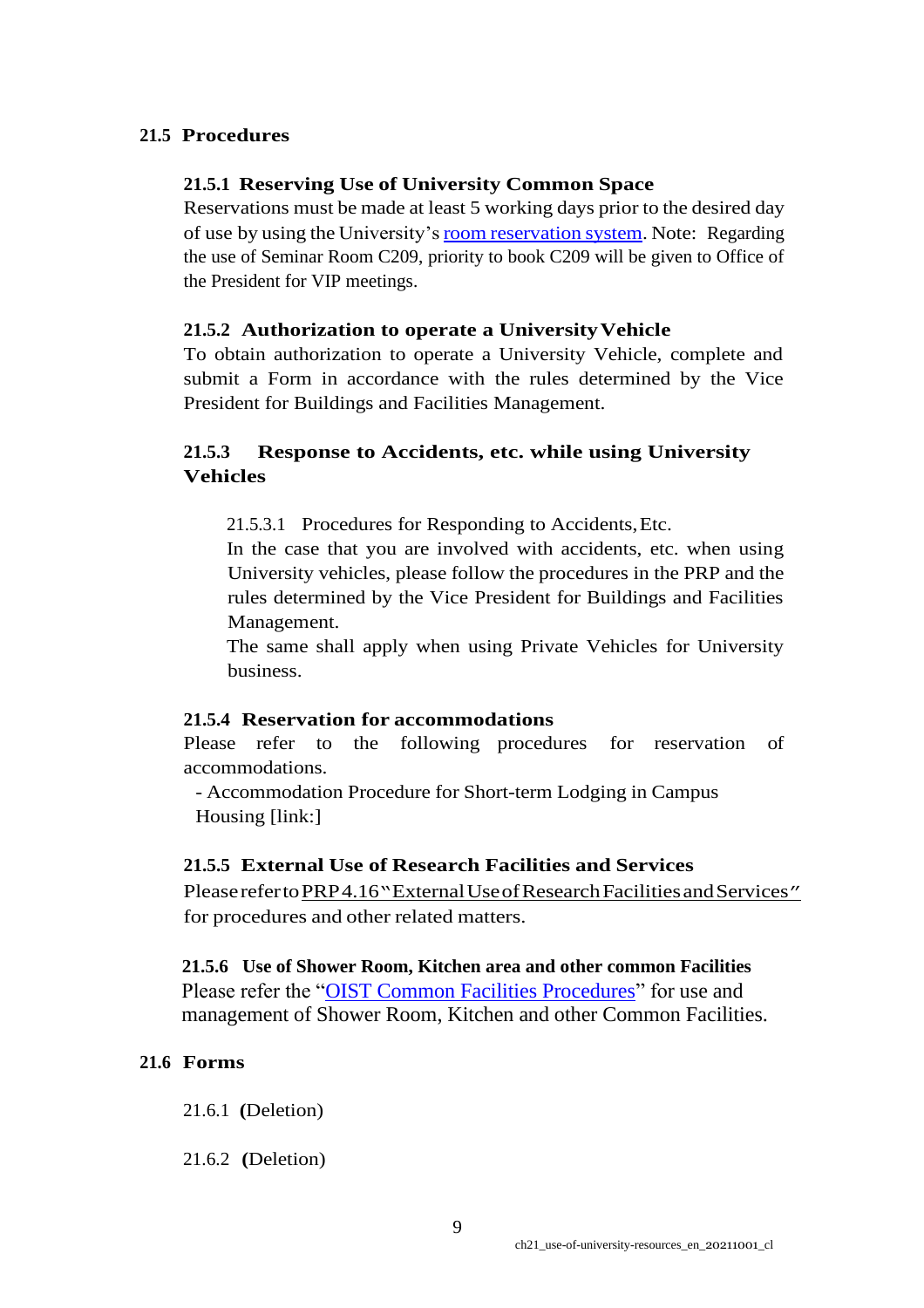## 21.5 Procedures

### 21.5.1 Reserving Use of University Common Space

Reservations must be made at least 5 working days prior to the desired day of use by using the University's room reservation system. Note: Regarding the use of Seminar Room C209, priority to book C209 will be given to Office of the President for VIP meetings.

### 21.5.2 Authorization to operate a University Vehicle

To obtain authorization to operate a University Vehicle, complete and submit a Form in accordance with the rules determined by the Vice President for Buildings and Facilities Management.

### 21.5.3 Response to Accidents, etc. while using University Vehicles

21.5.3.1 Procedures for Responding to Accidents, Etc.

In the case that you are involved with accidents, etc. when using University vehicles, please follow the procedures in the PRP and the rules determined by the Vice President for Buildings and Facilities Management.

The same shall apply when using Private Vehicles for University business.

### 21.5.4 Reservation for accommodations

Please refer to the following procedures for reservation of accommodations.

- Accommodation Procedure for Short-term Lodging in Campus Housing [link:]

### 21.5.5 External Use of Research Facilities and Services

Please refer to PRP 4.16 "External Use of Research Facilities and Services" for procedures and other related matters.

### 21.5.6 Use of Shower Room, Kitchen area and other common Facilities

Please refer the "OIST Common Facilities Procedures" for use and management of Shower Room, Kitchen and other Common Facilities.

## 21.6 Forms

21.6.1 **(**Deletion)

21.6.2 **(**Deletion)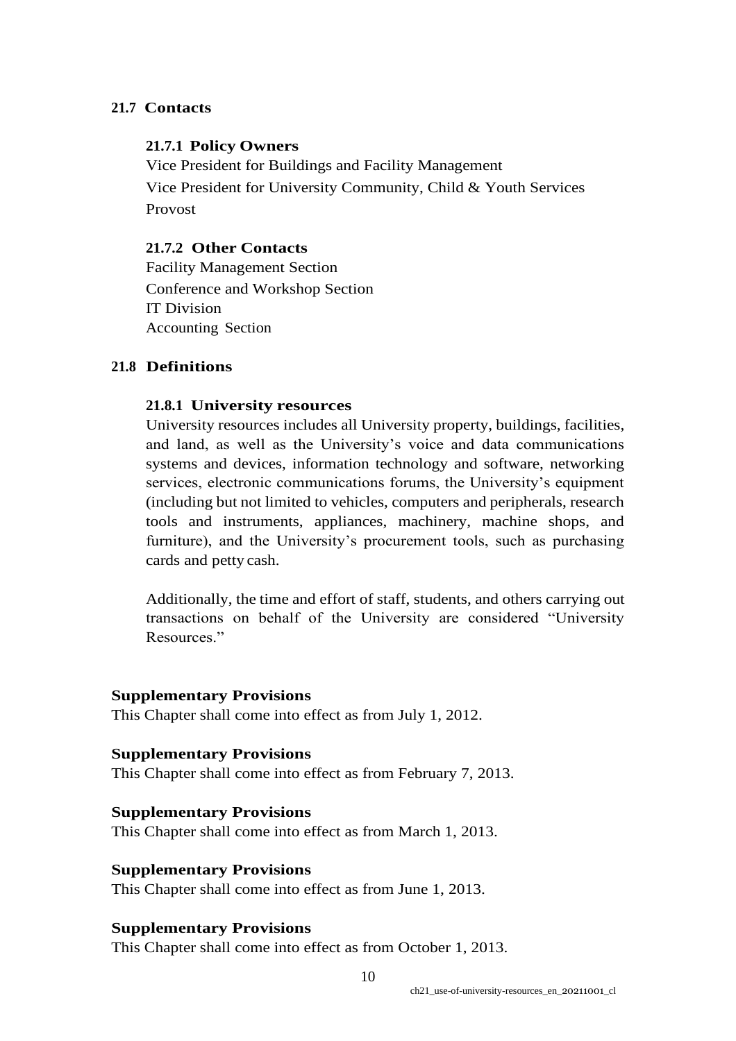## 21.7 Contacts

### 21.7.1 Policy Owners

Vice President for Buildings and Facility Management
Vice President for University Community, Child & Youth Services
Provost

### 21.7.2 Other Contacts

Facility Management Section
Conference and Workshop Section
IT Division
Accounting Section

## 21.8 Definitions

### 21.8.1 University resources

University resources includes all University property, buildings, facilities, and land, as well as the University's voice and data communications systems and devices, information technology and software, networking services, electronic communications forums, the University's equipment (including but not limited to vehicles, computers and peripherals, research tools and instruments, appliances, machinery, machine shops, and furniture), and the University's procurement tools, such as purchasing cards and petty cash.

Additionally, the time and effort of staff, students, and others carrying out transactions on behalf of the University are considered "University Resources."

**Supplementary Provisions**
This Chapter shall come into effect as from July 1, 2012.

**Supplementary Provisions**
This Chapter shall come into effect as from February 7, 2013.

**Supplementary Provisions**
This Chapter shall come into effect as from March 1, 2013.

**Supplementary Provisions**
This Chapter shall come into effect as from June 1, 2013.

**Supplementary Provisions**
This Chapter shall come into effect as from October 1, 2013.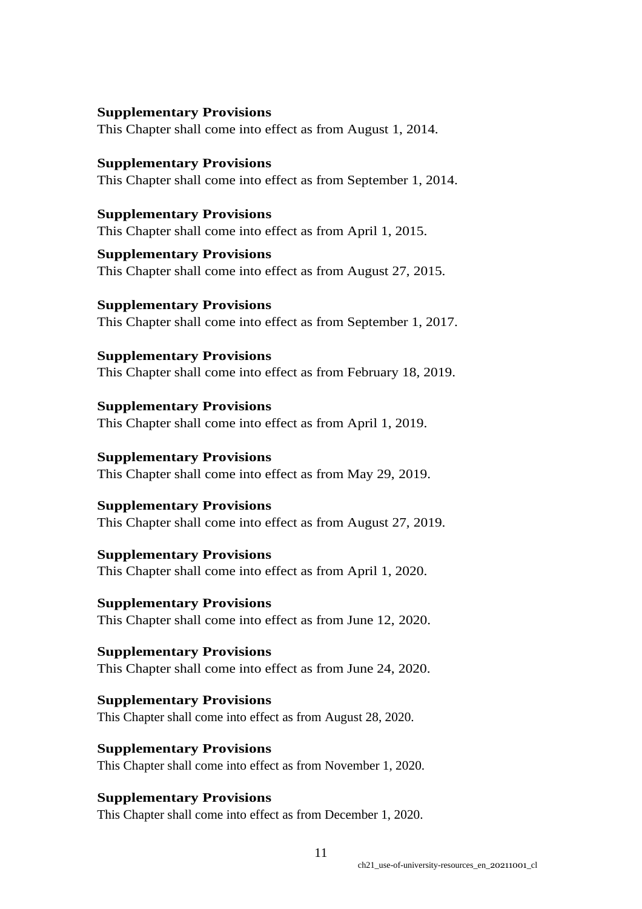**Supplementary Provisions**

This Chapter shall come into effect as from August 1, 2014.

**Supplementary Provisions**

This Chapter shall come into effect as from September 1, 2014.

**Supplementary Provisions**

This Chapter shall come into effect as from April 1, 2015.

**Supplementary Provisions**

This Chapter shall come into effect as from August 27, 2015.

**Supplementary Provisions**

This Chapter shall come into effect as from September 1, 2017.

**Supplementary Provisions**

This Chapter shall come into effect as from February 18, 2019.

**Supplementary Provisions**

This Chapter shall come into effect as from April 1, 2019.

**Supplementary Provisions**

This Chapter shall come into effect as from May 29, 2019.

**Supplementary Provisions**

This Chapter shall come into effect as from August 27, 2019.

**Supplementary Provisions**

This Chapter shall come into effect as from April 1, 2020.

**Supplementary Provisions**

This Chapter shall come into effect as from June 12, 2020.

**Supplementary Provisions**

This Chapter shall come into effect as from June 24, 2020.

**Supplementary Provisions**

This Chapter shall come into effect as from August 28, 2020.

**Supplementary Provisions**

This Chapter shall come into effect as from November 1, 2020.

**Supplementary Provisions**

This Chapter shall come into effect as from December 1, 2020.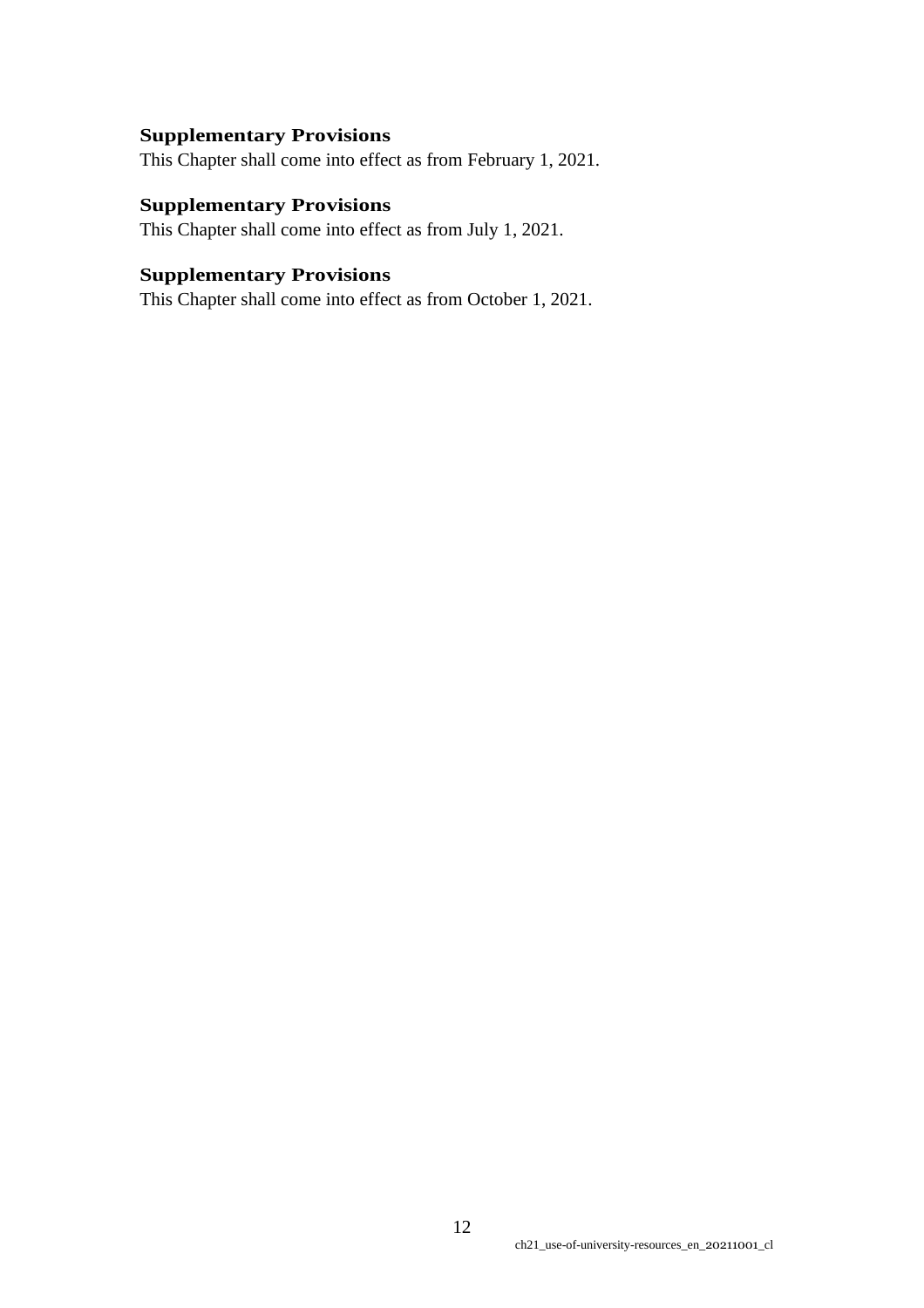**Supplementary Provisions**

This Chapter shall come into effect as from February 1, 2021.

**Supplementary Provisions**

This Chapter shall come into effect as from July 1, 2021.

**Supplementary Provisions**

This Chapter shall come into effect as from October 1, 2021.